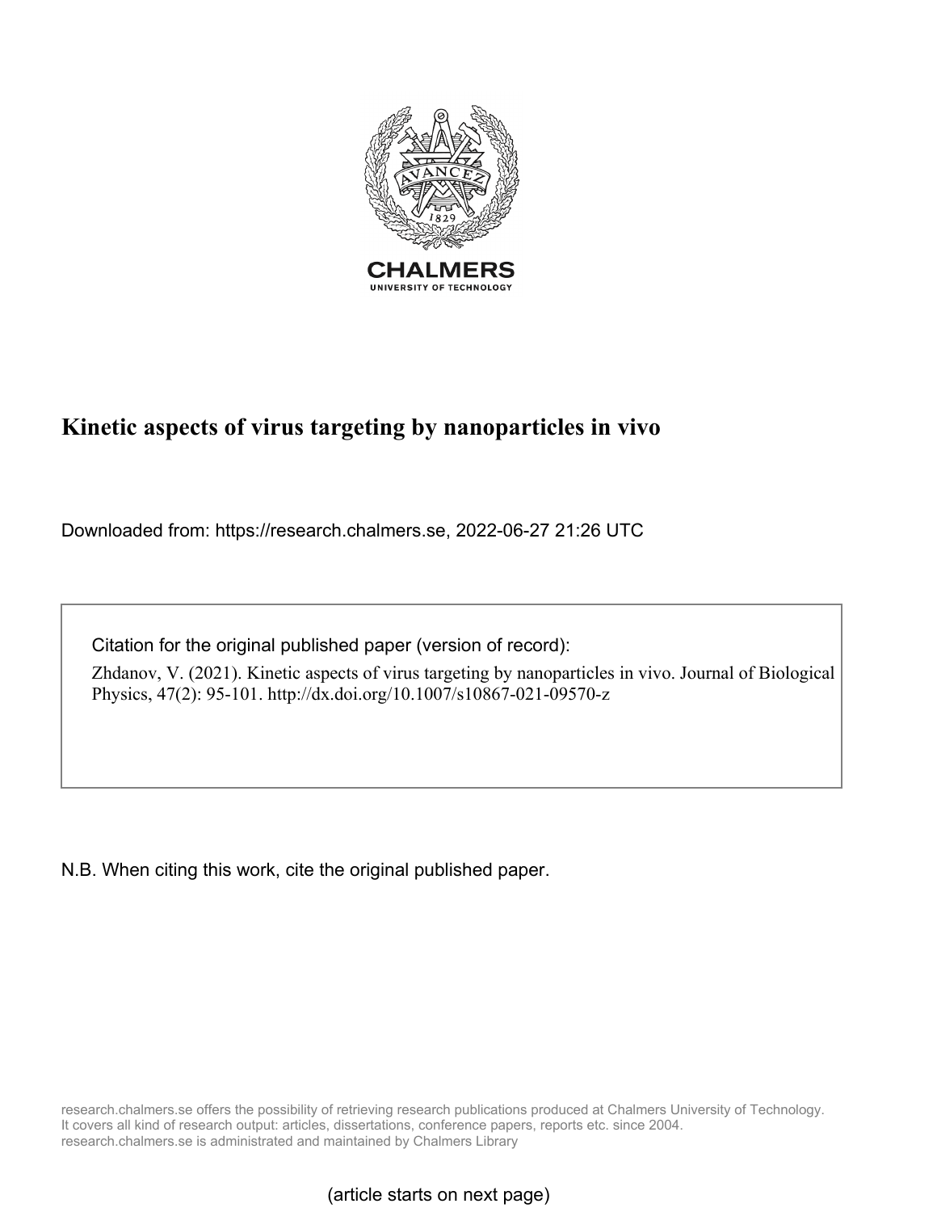CHALMERS
UNIVERSITY OF TECHNOLOGY

# Kinetic aspects of virus targeting by nanoparticles in vivo

Downloaded from: https://research.chalmers.se, 2022-06-27 21:26 UTC

Citation for the original published paper (version of record):

Zhdanov, V. (2021). Kinetic aspects of virus targeting by nanoparticles in vivo. Journal of Biological Physics, 47(2): 95-101. http://dx.doi.org/10.1007/s10867-021-09570-z

N.B. When citing this work, cite the original published paper.

research.chalmers.se offers the possibility of retrieving research publications produced at Chalmers University of Technology. It covers all kind of research output: articles, dissertations, conference papers, reports etc. since 2004. research.chalmers.se is administrated and maintained by Chalmers Library

(article starts on next page)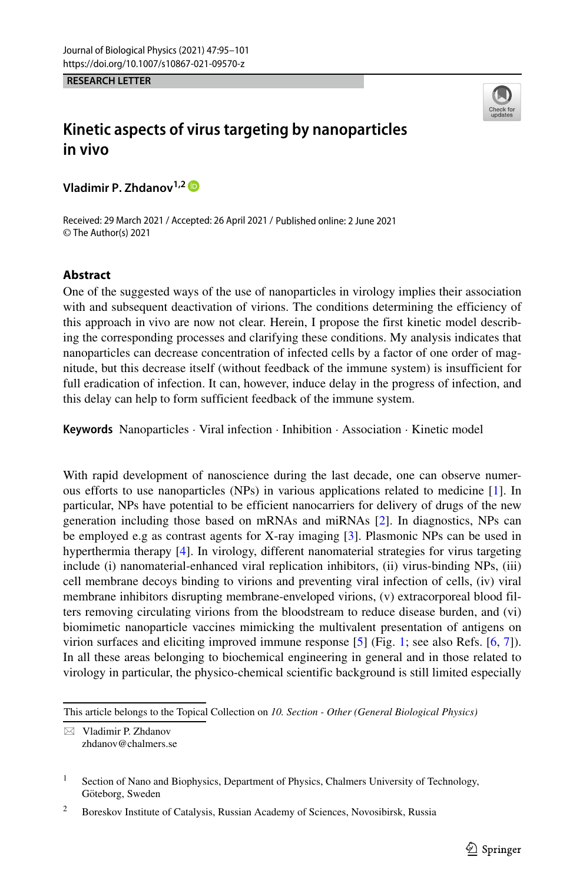RESEARCH LETTER

# Kinetic aspects of virus targeting by nanoparticles in vivo

**Vladimir P. Zhdanov**[1,2]

Received: 29 March 2021 / Accepted: 26 April 2021 / Published online: 2 June 2021
© The Author(s) 2021

## Abstract

One of the suggested ways of the use of nanoparticles in virology implies their association with and subsequent deactivation of virions. The conditions determining the efficiency of this approach in vivo are now not clear. Herein, I propose the first kinetic model describing the corresponding processes and clarifying these conditions. My analysis indicates that nanoparticles can decrease concentration of infected cells by a factor of one order of magnitude, but this decrease itself (without feedback of the immune system) is insufficient for full eradication of infection. It can, however, induce delay in the progress of infection, and this delay can help to form sufficient feedback of the immune system.

**Keywords** Nanoparticles · Viral infection · Inhibition · Association · Kinetic model

With rapid development of nanoscience during the last decade, one can observe numerous efforts to use nanoparticles (NPs) in various applications related to medicine [1]. In particular, NPs have potential to be efficient nanocarriers for delivery of drugs of the new generation including those based on mRNAs and miRNAs [2]. In diagnostics, NPs can be employed e.g as contrast agents for X-ray imaging [3]. Plasmonic NPs can be used in hyperthermia therapy [4]. In virology, different nanomaterial strategies for virus targeting include (i) nanomaterial-enhanced viral replication inhibitors, (ii) virus-binding NPs, (iii) cell membrane decoys binding to virions and preventing viral infection of cells, (iv) viral membrane inhibitors disrupting membrane-enveloped virions, (v) extracorporeal blood filters removing circulating virions from the bloodstream to reduce disease burden, and (vi) biomimetic nanoparticle vaccines mimicking the multivalent presentation of antigens on virion surfaces and eliciting improved immune response [5] (Fig. 1; see also Refs. [6, 7]). In all these areas belonging to biochemical engineering in general and in those related to virology in particular, the physico-chemical scientific background is still limited especially

This article belongs to the Topical Collection on *10. Section - Other (General Biological Physics)*

✉ Vladimir P. Zhdanov
zhdanov@chalmers.se

[1] Section of Nano and Biophysics, Department of Physics, Chalmers University of Technology, Göteborg, Sweden

[2] Boreskov Institute of Catalysis, Russian Academy of Sciences, Novosibirsk, Russia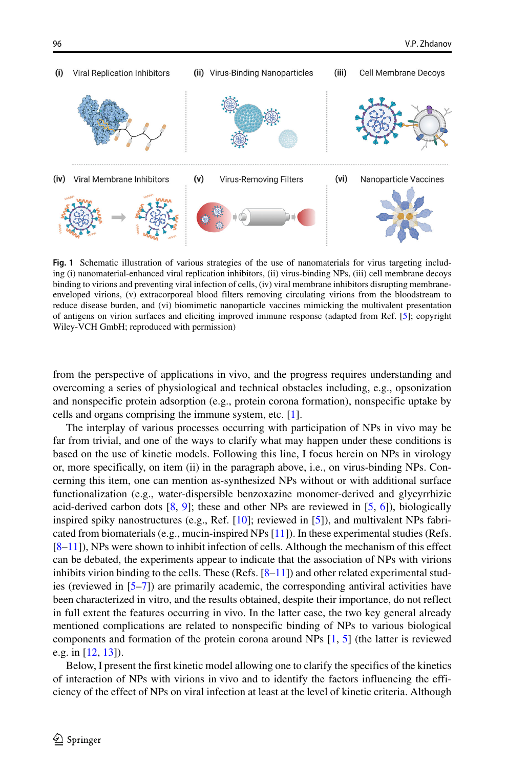**Fig. 1** Schematic illustration of various strategies of the use of nanomaterials for virus targeting including (i) nanomaterial-enhanced viral replication inhibitors, (ii) virus-binding NPs, (iii) cell membrane decoys binding to virions and preventing viral infection of cells, (iv) viral membrane inhibitors disrupting membrane-enveloped virions, (v) extracorporeal blood filters removing circulating virions from the bloodstream to reduce disease burden, and (vi) biomimetic nanoparticle vaccines mimicking the multivalent presentation of antigens on virion surfaces and eliciting improved immune response (adapted from Ref. [5]; copyright Wiley-VCH GmbH; reproduced with permission)

from the perspective of applications in vivo, and the progress requires understanding and overcoming a series of physiological and technical obstacles including, e.g., opsonization and nonspecific protein adsorption (e.g., protein corona formation), nonspecific uptake by cells and organs comprising the immune system, etc. [1].

The interplay of various processes occurring with participation of NPs in vivo may be far from trivial, and one of the ways to clarify what may happen under these conditions is based on the use of kinetic models. Following this line, I focus herein on NPs in virology or, more specifically, on item (ii) in the paragraph above, i.e., on virus-binding NPs. Concerning this item, one can mention as-synthesized NPs without or with additional surface functionalization (e.g., water-dispersible benzoxazine monomer-derived and glycyrrhizic acid-derived carbon dots [8, 9]; these and other NPs are reviewed in [5, 6]), biologically inspired spiky nanostructures (e.g., Ref. [10]; reviewed in [5]), and multivalent NPs fabricated from biomaterials (e.g., mucin-inspired NPs [11]). In these experimental studies (Refs. [8–11]), NPs were shown to inhibit infection of cells. Although the mechanism of this effect can be debated, the experiments appear to indicate that the association of NPs with virions inhibits virion binding to the cells. These (Refs. [8–11]) and other related experimental studies (reviewed in [5–7]) are primarily academic, the corresponding antiviral activities have been characterized in vitro, and the results obtained, despite their importance, do not reflect in full extent the features occurring in vivo. In the latter case, the two key general already mentioned complications are related to nonspecific binding of NPs to various biological components and formation of the protein corona around NPs [1, 5] (the latter is reviewed e.g. in [12, 13]).

Below, I present the first kinetic model allowing one to clarify the specifics of the kinetics of interaction of NPs with virions in vivo and to identify the factors influencing the efficiency of the effect of NPs on viral infection at least at the level of kinetic criteria. Although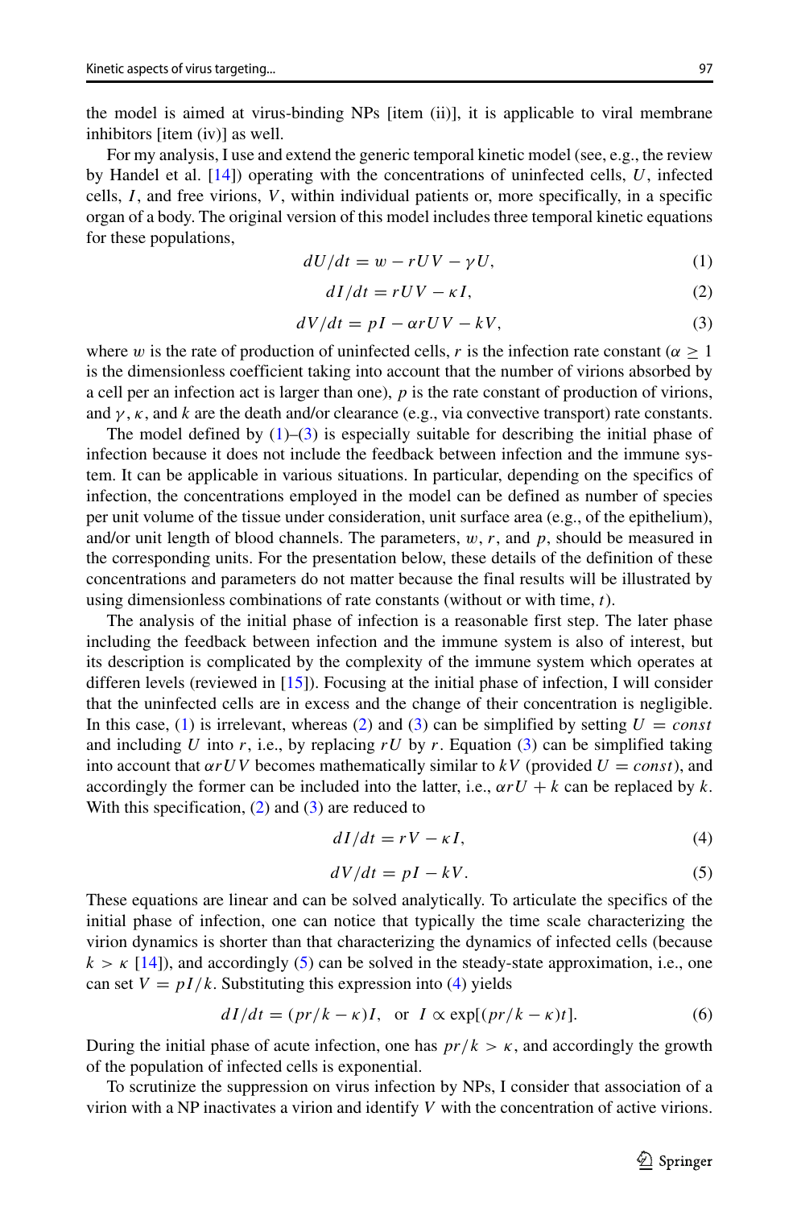the model is aimed at virus-binding NPs [item (ii)], it is applicable to viral membrane inhibitors [item (iv)] as well.

For my analysis, I use and extend the generic temporal kinetic model (see, e.g., the review by Handel et al. [14]) operating with the concentrations of uninfected cells, $U$, infected cells, $I$, and free virions, $V$, within individual patients or, more specifically, in a specific organ of a body. The original version of this model includes three temporal kinetic equations for these populations,

$$dU/dt = w - rUV - \gamma U, \tag{1}$$

$$dI/dt = rUV - \kappa I, \tag{2}$$

$$dV/dt = pI - \alpha rUV - kV, \tag{3}$$

where $w$ is the rate of production of uninfected cells, $r$ is the infection rate constant ($\alpha \geq 1$ is the dimensionless coefficient taking into account that the number of virions absorbed by a cell per an infection act is larger than one), $p$ is the rate constant of production of virions, and $\gamma$, $\kappa$, and $k$ are the death and/or clearance (e.g., via convective transport) rate constants.

The model defined by (1)–(3) is especially suitable for describing the initial phase of infection because it does not include the feedback between infection and the immune system. It can be applicable in various situations. In particular, depending on the specifics of infection, the concentrations employed in the model can be defined as number of species per unit volume of the tissue under consideration, unit surface area (e.g., of the epithelium), and/or unit length of blood channels. The parameters, $w$, $r$, and $p$, should be measured in the corresponding units. For the presentation below, these details of the definition of these concentrations and parameters do not matter because the final results will be illustrated by using dimensionless combinations of rate constants (without or with time, $t$).

The analysis of the initial phase of infection is a reasonable first step. The later phase including the feedback between infection and the immune system is also of interest, but its description is complicated by the complexity of the immune system which operates at differen levels (reviewed in [15]). Focusing at the initial phase of infection, I will consider that the uninfected cells are in excess and the change of their concentration is negligible. In this case, (1) is irrelevant, whereas (2) and (3) can be simplified by setting $U = const$ and including $U$ into $r$, i.e., by replacing $rU$ by $r$. Equation (3) can be simplified taking into account that $\alpha rUV$ becomes mathematically similar to $kV$ (provided $U = const$), and accordingly the former can be included into the latter, i.e., $\alpha rU + k$ can be replaced by $k$. With this specification, (2) and (3) are reduced to

$$dI/dt = rV - \kappa I, \tag{4}$$

$$dV/dt = pI - kV. \tag{5}$$

These equations are linear and can be solved analytically. To articulate the specifics of the initial phase of infection, one can notice that typically the time scale characterizing the virion dynamics is shorter than that characterizing the dynamics of infected cells (because $k > \kappa$ [14]), and accordingly (5) can be solved in the steady-state approximation, i.e., one can set $V = pI/k$. Substituting this expression into (4) yields

$$dI/dt = (pr/k - \kappa)I, \quad \text{or} \quad I \propto \exp[(pr/k - \kappa)t]. \tag{6}$$

During the initial phase of acute infection, one has $pr/k > \kappa$, and accordingly the growth of the population of infected cells is exponential.

To scrutinize the suppression on virus infection by NPs, I consider that association of a virion with a NP inactivates a virion and identify $V$ with the concentration of active virions.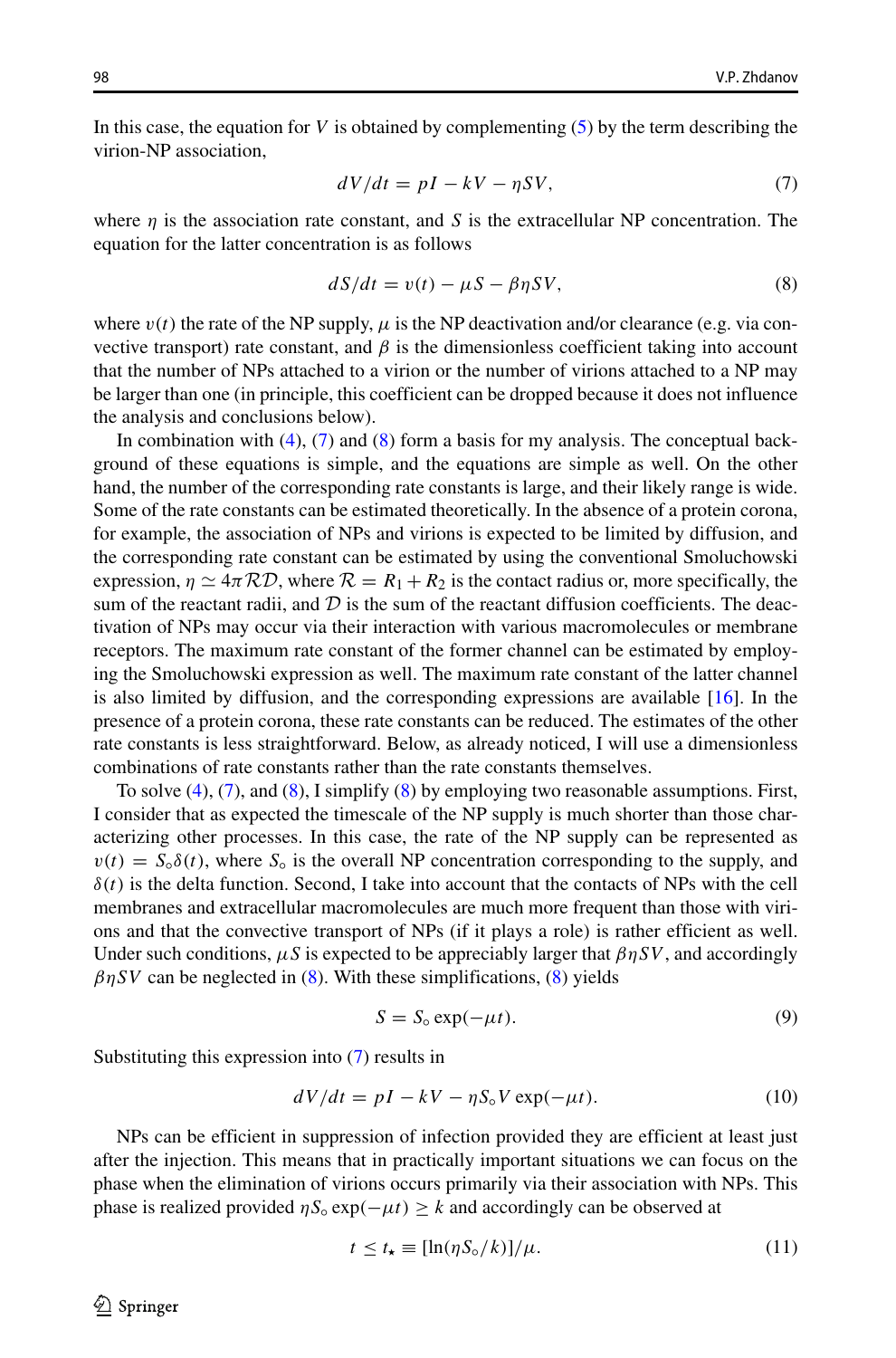In this case, the equation for $V$ is obtained by complementing (5) by the term describing the virion-NP association,

$$dV/dt = pI - kV - \eta SV, \tag{7}$$

where $\eta$ is the association rate constant, and $S$ is the extracellular NP concentration. The equation for the latter concentration is as follows

$$dS/dt = v(t) - \mu S - \beta\eta SV, \tag{8}$$

where $v(t)$ the rate of the NP supply, $\mu$ is the NP deactivation and/or clearance (e.g. via convective transport) rate constant, and $\beta$ is the dimensionless coefficient taking into account that the number of NPs attached to a virion or the number of virions attached to a NP may be larger than one (in principle, this coefficient can be dropped because it does not influence the analysis and conclusions below).

In combination with (4), (7) and (8) form a basis for my analysis. The conceptual background of these equations is simple, and the equations are simple as well. On the other hand, the number of the corresponding rate constants is large, and their likely range is wide. Some of the rate constants can be estimated theoretically. In the absence of a protein corona, for example, the association of NPs and virions is expected to be limited by diffusion, and the corresponding rate constant can be estimated by using the conventional Smoluchowski expression, $\eta \simeq 4\pi\mathcal{R}\mathcal{D}$, where $\mathcal{R} = R_1 + R_2$ is the contact radius or, more specifically, the sum of the reactant radii, and $\mathcal{D}$ is the sum of the reactant diffusion coefficients. The deactivation of NPs may occur via their interaction with various macromolecules or membrane receptors. The maximum rate constant of the former channel can be estimated by employing the Smoluchowski expression as well. The maximum rate constant of the latter channel is also limited by diffusion, and the corresponding expressions are available [16]. In the presence of a protein corona, these rate constants can be reduced. The estimates of the other rate constants is less straightforward. Below, as already noticed, I will use a dimensionless combinations of rate constants rather than the rate constants themselves.

To solve (4), (7), and (8), I simplify (8) by employing two reasonable assumptions. First, I consider that as expected the timescale of the NP supply is much shorter than those characterizing other processes. In this case, the rate of the NP supply can be represented as $v(t) = S_\circ\delta(t)$, where $S_\circ$ is the overall NP concentration corresponding to the supply, and $\delta(t)$ is the delta function. Second, I take into account that the contacts of NPs with the cell membranes and extracellular macromolecules are much more frequent than those with virions and that the convective transport of NPs (if it plays a role) is rather efficient as well. Under such conditions, $\mu S$ is expected to be appreciably larger that $\beta\eta SV$, and accordingly $\beta\eta SV$ can be neglected in (8). With these simplifications, (8) yields

$$S = S_\circ \exp(-\mu t). \tag{9}$$

Substituting this expression into (7) results in

$$dV/dt = pI - kV - \eta S_\circ V \exp(-\mu t). \tag{10}$$

NPs can be efficient in suppression of infection provided they are efficient at least just after the injection. This means that in practically important situations we can focus on the phase when the elimination of virions occurs primarily via their association with NPs. This phase is realized provided $\eta S_\circ \exp(-\mu t) \geq k$ and accordingly can be observed at

$$t \leq t_\star \equiv [\ln(\eta S_\circ / k)]/\mu. \tag{11}$$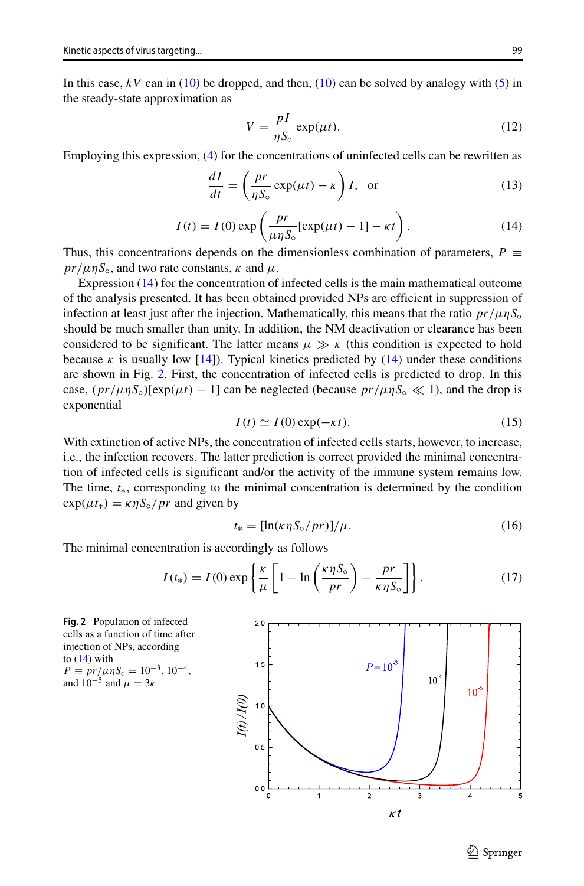In this case, $kV$ can in (10) be dropped, and then, (10) can be solved by analogy with (5) in the steady-state approximation as

$$V = \frac{pI}{\eta S_\circ} \exp(\mu t). \tag{12}$$

Employing this expression, (4) for the concentrations of uninfected cells can be rewritten as

$$\frac{dI}{dt} = \left( \frac{pr}{\eta S_\circ} \exp(\mu t) - \kappa \right) I, \quad \text{or} \tag{13}$$

$$I(t) = I(0) \exp\left( \frac{pr}{\mu \eta S_\circ} [\exp(\mu t) - 1] - \kappa t \right). \tag{14}$$

Thus, this concentrations depends on the dimensionless combination of parameters, $P \equiv pr/\mu\eta S_\circ$, and two rate constants, $\kappa$ and $\mu$.

Expression (14) for the concentration of infected cells is the main mathematical outcome of the analysis presented. It has been obtained provided NPs are efficient in suppression of infection at least just after the injection. Mathematically, this means that the ratio $pr/\mu\eta S_\circ$ should be much smaller than unity. In addition, the NM deactivation or clearance has been considered to be significant. The latter means $\mu \gg \kappa$ (this condition is expected to hold because $\kappa$ is usually low [14]). Typical kinetics predicted by (14) under these conditions are shown in Fig. 2. First, the concentration of infected cells is predicted to drop. In this case, $(pr/\mu\eta S_\circ)[\exp(\mu t) - 1]$ can be neglected (because $pr/\mu\eta S_\circ \ll 1$), and the drop is exponential

$$I(t) \simeq I(0) \exp(-\kappa t). \tag{15}$$

With extinction of active NPs, the concentration of infected cells starts, however, to increase, i.e., the infection recovers. The latter prediction is correct provided the minimal concentration of infected cells is significant and/or the activity of the immune system remains low. The time, $t_*$, corresponding to the minimal concentration is determined by the condition $\exp(\mu t_*) = \kappa\eta S_\circ/pr$ and given by

$$t_* = [\ln(\kappa\eta S_\circ/pr)]/\mu. \tag{16}$$

The minimal concentration is accordingly as follows

$$I(t_*) = I(0) \exp\left\{ \frac{\kappa}{\mu} \left[ 1 - \ln\left( \frac{\kappa\eta S_\circ}{pr} \right) - \frac{pr}{\kappa\eta S_\circ} \right] \right\}. \tag{17}$$

**Fig. 2** Population of infected cells as a function of time after injection of NPs, according to (14) with $P \equiv pr/\mu\eta S_\circ = 10^{-3}$, $10^{-4}$, and $10^{-5}$ and $\mu = 3\kappa$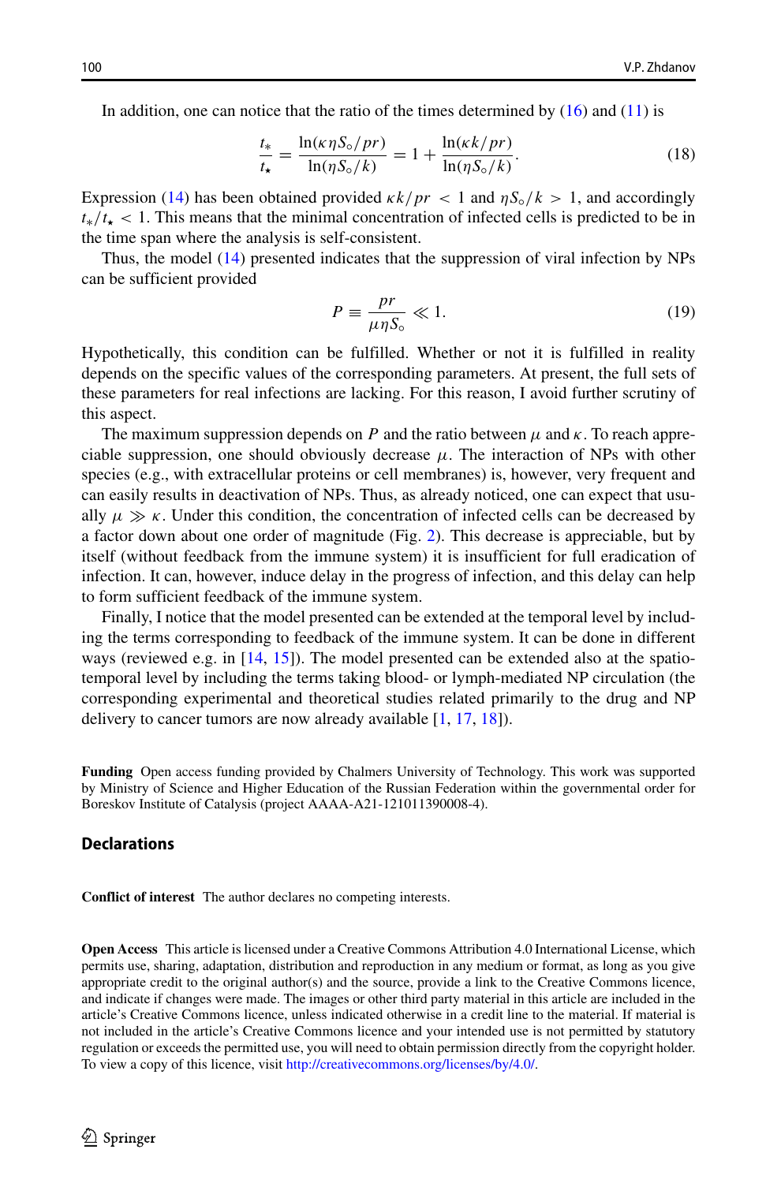In addition, one can notice that the ratio of the times determined by (16) and (11) is

$$\frac{t_*}{t_\star} = \frac{\ln(\kappa\eta S_\circ/pr)}{\ln(\eta S_\circ/k)} = 1 + \frac{\ln(\kappa k/pr)}{\ln(\eta S_\circ/k)}. \tag{18}$$

Expression (14) has been obtained provided $\kappa k/pr < 1$ and $\eta S_\circ/k > 1$, and accordingly $t_*/t_\star < 1$. This means that the minimal concentration of infected cells is predicted to be in the time span where the analysis is self-consistent.

Thus, the model (14) presented indicates that the suppression of viral infection by NPs can be sufficient provided

$$P \equiv \frac{pr}{\mu\eta S_\circ} \ll 1. \tag{19}$$

Hypothetically, this condition can be fulfilled. Whether or not it is fulfilled in reality depends on the specific values of the corresponding parameters. At present, the full sets of these parameters for real infections are lacking. For this reason, I avoid further scrutiny of this aspect.

The maximum suppression depends on $P$ and the ratio between $\mu$ and $\kappa$. To reach appreciable suppression, one should obviously decrease $\mu$. The interaction of NPs with other species (e.g., with extracellular proteins or cell membranes) is, however, very frequent and can easily results in deactivation of NPs. Thus, as already noticed, one can expect that usually $\mu \gg \kappa$. Under this condition, the concentration of infected cells can be decreased by a factor down about one order of magnitude (Fig. 2). This decrease is appreciable, but by itself (without feedback from the immune system) it is insufficient for full eradication of infection. It can, however, induce delay in the progress of infection, and this delay can help to form sufficient feedback of the immune system.

Finally, I notice that the model presented can be extended at the temporal level by including the terms corresponding to feedback of the immune system. It can be done in different ways (reviewed e.g. in [14, 15]). The model presented can be extended also at the spatio-temporal level by including the terms taking blood- or lymph-mediated NP circulation (the corresponding experimental and theoretical studies related primarily to the drug and NP delivery to cancer tumors are now already available [1, 17, 18]).

**Funding** Open access funding provided by Chalmers University of Technology. This work was supported by Ministry of Science and Higher Education of the Russian Federation within the governmental order for Boreskov Institute of Catalysis (project AAAA-A21-121011390008-4).

## Declarations

**Conflict of interest** The author declares no competing interests.

**Open Access** This article is licensed under a Creative Commons Attribution 4.0 International License, which permits use, sharing, adaptation, distribution and reproduction in any medium or format, as long as you give appropriate credit to the original author(s) and the source, provide a link to the Creative Commons licence, and indicate if changes were made. The images or other third party material in this article are included in the article's Creative Commons licence, unless indicated otherwise in a credit line to the material. If material is not included in the article's Creative Commons licence and your intended use is not permitted by statutory regulation or exceeds the permitted use, you will need to obtain permission directly from the copyright holder. To view a copy of this licence, visit http://creativecommons.org/licenses/by/4.0/.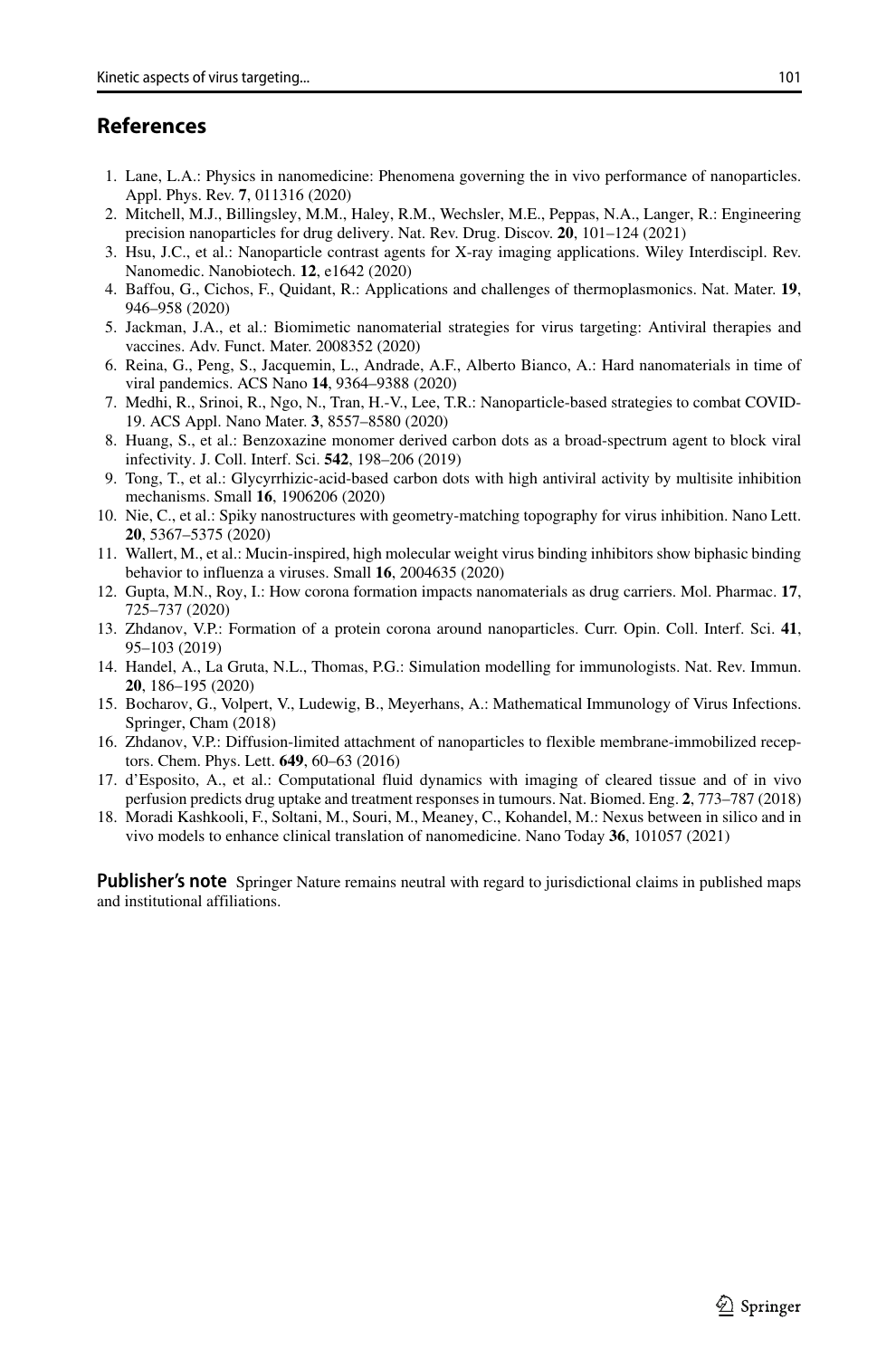## References

1. Lane, L.A.: Physics in nanomedicine: Phenomena governing the in vivo performance of nanoparticles. Appl. Phys. Rev. **7**, 011316 (2020)
2. Mitchell, M.J., Billingsley, M.M., Haley, R.M., Wechsler, M.E., Peppas, N.A., Langer, R.: Engineering precision nanoparticles for drug delivery. Nat. Rev. Drug. Discov. **20**, 101–124 (2021)
3. Hsu, J.C., et al.: Nanoparticle contrast agents for X-ray imaging applications. Wiley Interdiscipl. Rev. Nanomedic. Nanobiotech. **12**, e1642 (2020)
4. Baffou, G., Cichos, F., Quidant, R.: Applications and challenges of thermoplasmonics. Nat. Mater. **19**, 946–958 (2020)
5. Jackman, J.A., et al.: Biomimetic nanomaterial strategies for virus targeting: Antiviral therapies and vaccines. Adv. Funct. Mater. 2008352 (2020)
6. Reina, G., Peng, S., Jacquemin, L., Andrade, A.F., Alberto Bianco, A.: Hard nanomaterials in time of viral pandemics. ACS Nano **14**, 9364–9388 (2020)
7. Medhi, R., Srinoi, R., Ngo, N., Tran, H.-V., Lee, T.R.: Nanoparticle-based strategies to combat COVID-19. ACS Appl. Nano Mater. **3**, 8557–8580 (2020)
8. Huang, S., et al.: Benzoxazine monomer derived carbon dots as a broad-spectrum agent to block viral infectivity. J. Coll. Interf. Sci. **542**, 198–206 (2019)
9. Tong, T., et al.: Glycyrrhizic-acid-based carbon dots with high antiviral activity by multisite inhibition mechanisms. Small **16**, 1906206 (2020)
10. Nie, C., et al.: Spiky nanostructures with geometry-matching topography for virus inhibition. Nano Lett. **20**, 5367–5375 (2020)
11. Wallert, M., et al.: Mucin-inspired, high molecular weight virus binding inhibitors show biphasic binding behavior to influenza a viruses. Small **16**, 2004635 (2020)
12. Gupta, M.N., Roy, I.: How corona formation impacts nanomaterials as drug carriers. Mol. Pharmac. **17**, 725–737 (2020)
13. Zhdanov, V.P.: Formation of a protein corona around nanoparticles. Curr. Opin. Coll. Interf. Sci. **41**, 95–103 (2019)
14. Handel, A., La Gruta, N.L., Thomas, P.G.: Simulation modelling for immunologists. Nat. Rev. Immun. **20**, 186–195 (2020)
15. Bocharov, G., Volpert, V., Ludewig, B., Meyerhans, A.: Mathematical Immunology of Virus Infections. Springer, Cham (2018)
16. Zhdanov, V.P.: Diffusion-limited attachment of nanoparticles to flexible membrane-immobilized receptors. Chem. Phys. Lett. **649**, 60–63 (2016)
17. d'Esposito, A., et al.: Computational fluid dynamics with imaging of cleared tissue and of in vivo perfusion predicts drug uptake and treatment responses in tumours. Nat. Biomed. Eng. **2**, 773–787 (2018)
18. Moradi Kashkooli, F., Soltani, M., Souri, M., Meaney, C., Kohandel, M.: Nexus between in silico and in vivo models to enhance clinical translation of nanomedicine. Nano Today **36**, 101057 (2021)

**Publisher's note** Springer Nature remains neutral with regard to jurisdictional claims in published maps and institutional affiliations.